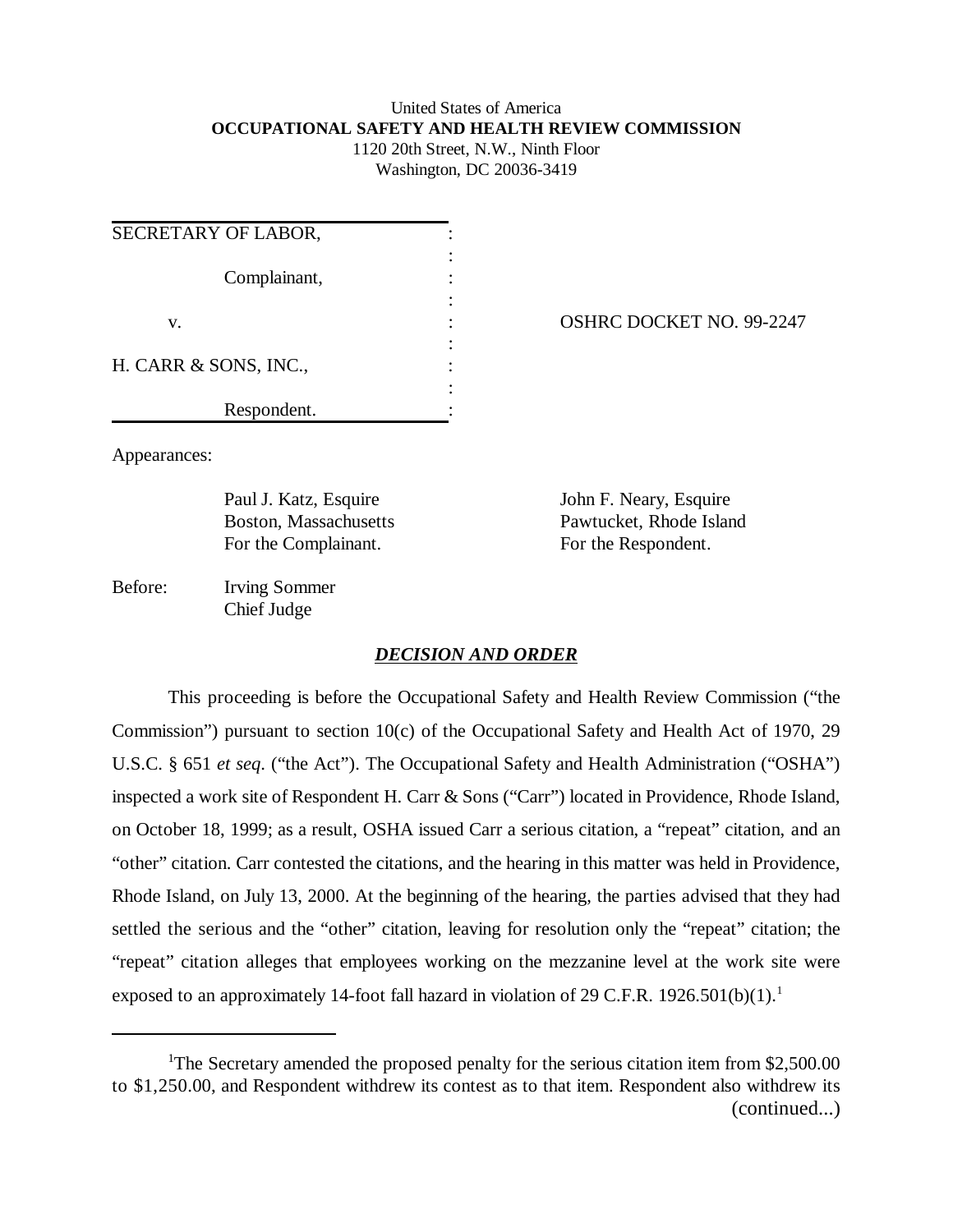United States of America
**OCCUPATIONAL SAFETY AND HEALTH REVIEW COMMISSION**
1120 20th Street, N.W., Ninth Floor
Washington, DC 20036-3419

| | |
|---|---|
| SECRETARY OF LABOR,<br><br>Complainant,<br><br>v.<br><br>H. CARR & SONS, INC.,<br><br>Respondent. | OSHRC DOCKET NO. 99-2247 |

Appearances:

| | |
|---|---|
| Paul J. Katz, Esquire<br>Boston, Massachusetts<br>For the Complainant. | John F. Neary, Esquire<br>Pawtucket, Rhode Island<br>For the Respondent. |

Before: Irving Sommer
Chief Judge

## ***DECISION AND ORDER***

This proceeding is before the Occupational Safety and Health Review Commission ("the Commission") pursuant to section 10(c) of the Occupational Safety and Health Act of 1970, 29 U.S.C. § 651 *et seq*. ("the Act"). The Occupational Safety and Health Administration ("OSHA") inspected a work site of Respondent H. Carr & Sons ("Carr") located in Providence, Rhode Island, on October 18, 1999; as a result, OSHA issued Carr a serious citation, a "repeat" citation, and an "other" citation. Carr contested the citations, and the hearing in this matter was held in Providence, Rhode Island, on July 13, 2000. At the beginning of the hearing, the parties advised that they had settled the serious and the "other" citation, leaving for resolution only the "repeat" citation; the "repeat" citation alleges that employees working on the mezzanine level at the work site were exposed to an approximately 14-foot fall hazard in violation of 29 C.F.R. 1926.501(b)(1).[1]

---

[1]The Secretary amended the proposed penalty for the serious citation item from $2,500.00 to $1,250.00, and Respondent withdrew its contest as to that item. Respondent also withdrew its (continued...)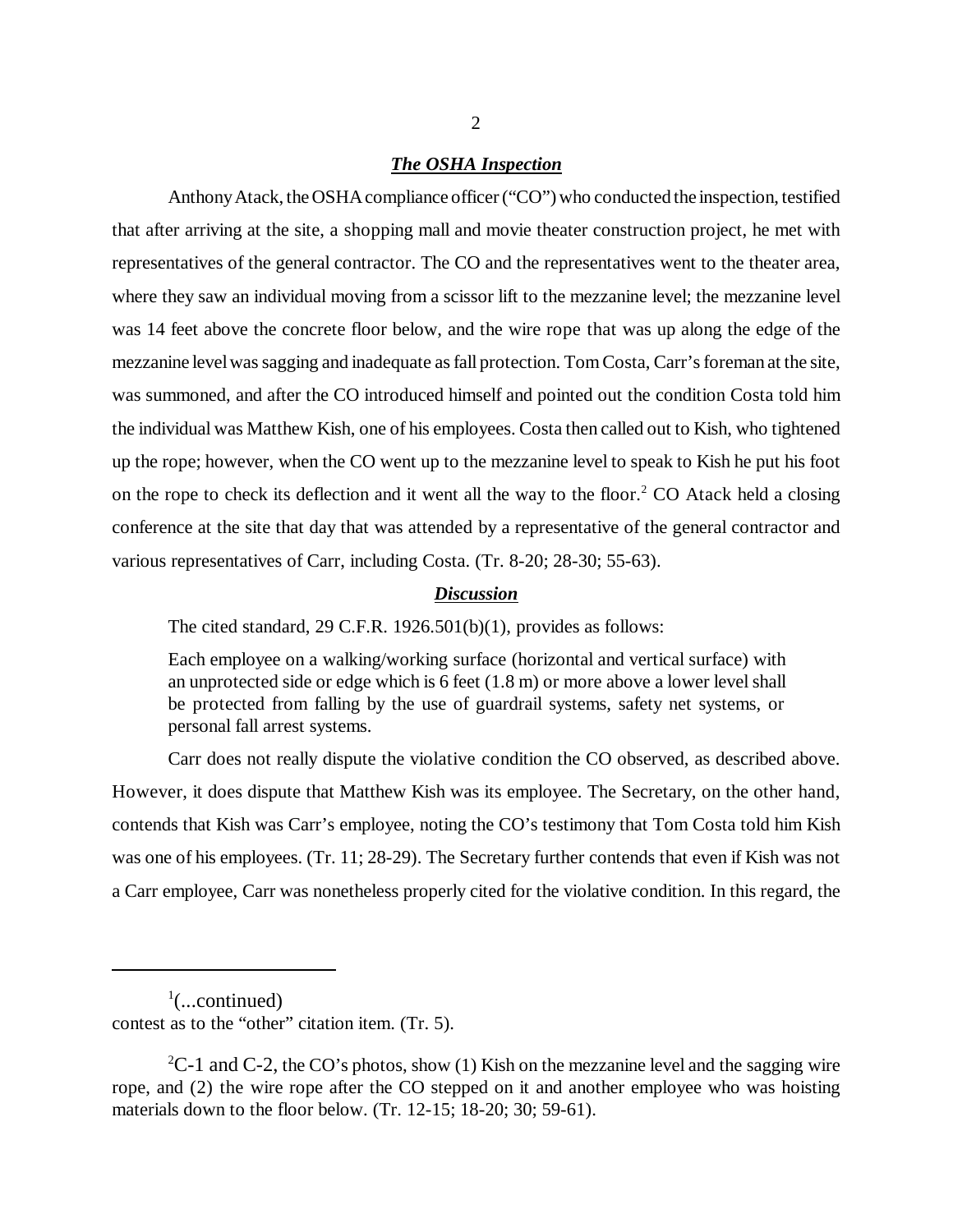### ***The OSHA Inspection***

Anthony Atack, the OSHA compliance officer ("CO") who conducted the inspection, testified that after arriving at the site, a shopping mall and movie theater construction project, he met with representatives of the general contractor. The CO and the representatives went to the theater area, where they saw an individual moving from a scissor lift to the mezzanine level; the mezzanine level was 14 feet above the concrete floor below, and the wire rope that was up along the edge of the mezzanine level was sagging and inadequate as fall protection. Tom Costa, Carr's foreman at the site, was summoned, and after the CO introduced himself and pointed out the condition Costa told him the individual was Matthew Kish, one of his employees. Costa then called out to Kish, who tightened up the rope; however, when the CO went up to the mezzanine level to speak to Kish he put his foot on the rope to check its deflection and it went all the way to the floor.[2] CO Atack held a closing conference at the site that day that was attended by a representative of the general contractor and various representatives of Carr, including Costa. (Tr. 8-20; 28-30; 55-63).

### ***Discussion***

The cited standard, 29 C.F.R. 1926.501(b)(1), provides as follows:

> Each employee on a walking/working surface (horizontal and vertical surface) with an unprotected side or edge which is 6 feet (1.8 m) or more above a lower level shall be protected from falling by the use of guardrail systems, safety net systems, or personal fall arrest systems.

Carr does not really dispute the violative condition the CO observed, as described above. However, it does dispute that Matthew Kish was its employee. The Secretary, on the other hand, contends that Kish was Carr's employee, noting the CO's testimony that Tom Costa told him Kish was one of his employees. (Tr. 11; 28-29). The Secretary further contends that even if Kish was not a Carr employee, Carr was nonetheless properly cited for the violative condition. In this regard, the

---

[1](...continued)
contest as to the "other" citation item. (Tr. 5).

[2]C-1 and C-2, the CO's photos, show (1) Kish on the mezzanine level and the sagging wire rope, and (2) the wire rope after the CO stepped on it and another employee who was hoisting materials down to the floor below. (Tr. 12-15; 18-20; 30; 59-61).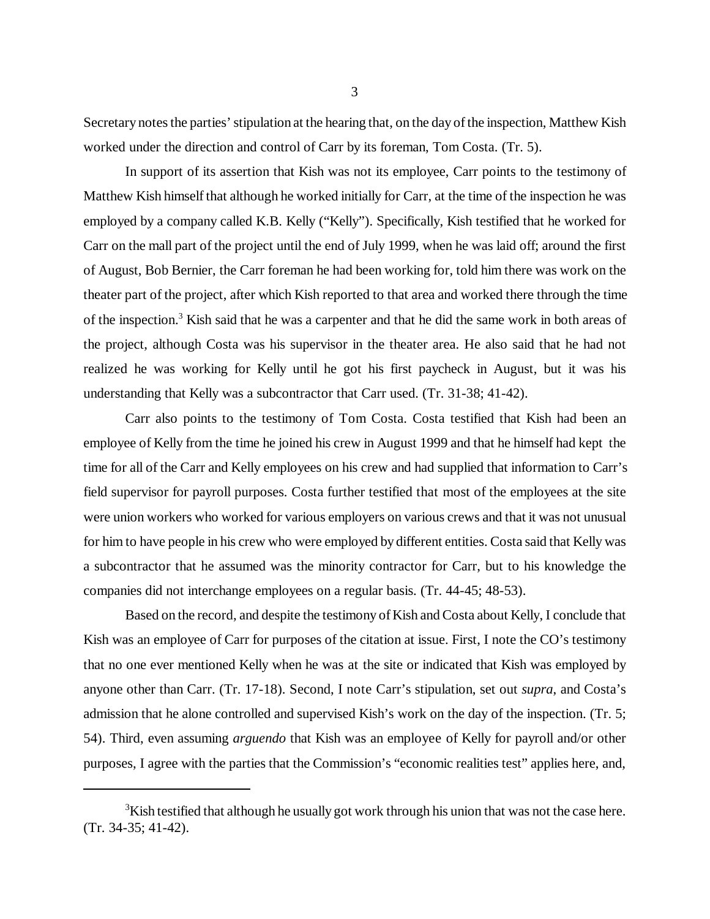Secretary notes the parties' stipulation at the hearing that, on the day of the inspection, Matthew Kish worked under the direction and control of Carr by its foreman, Tom Costa. (Tr. 5).

In support of its assertion that Kish was not its employee, Carr points to the testimony of Matthew Kish himself that although he worked initially for Carr, at the time of the inspection he was employed by a company called K.B. Kelly ("Kelly"). Specifically, Kish testified that he worked for Carr on the mall part of the project until the end of July 1999, when he was laid off; around the first of August, Bob Bernier, the Carr foreman he had been working for, told him there was work on the theater part of the project, after which Kish reported to that area and worked there through the time of the inspection.[3] Kish said that he was a carpenter and that he did the same work in both areas of the project, although Costa was his supervisor in the theater area. He also said that he had not realized he was working for Kelly until he got his first paycheck in August, but it was his understanding that Kelly was a subcontractor that Carr used. (Tr. 31-38; 41-42).

Carr also points to the testimony of Tom Costa. Costa testified that Kish had been an employee of Kelly from the time he joined his crew in August 1999 and that he himself had kept the time for all of the Carr and Kelly employees on his crew and had supplied that information to Carr's field supervisor for payroll purposes. Costa further testified that most of the employees at the site were union workers who worked for various employers on various crews and that it was not unusual for him to have people in his crew who were employed by different entities. Costa said that Kelly was a subcontractor that he assumed was the minority contractor for Carr, but to his knowledge the companies did not interchange employees on a regular basis. (Tr. 44-45; 48-53).

Based on the record, and despite the testimony of Kish and Costa about Kelly, I conclude that Kish was an employee of Carr for purposes of the citation at issue. First, I note the CO's testimony that no one ever mentioned Kelly when he was at the site or indicated that Kish was employed by anyone other than Carr. (Tr. 17-18). Second, I note Carr's stipulation, set out *supra*, and Costa's admission that he alone controlled and supervised Kish's work on the day of the inspection. (Tr. 5; 54). Third, even assuming *arguendo* that Kish was an employee of Kelly for payroll and/or other purposes, I agree with the parties that the Commission's "economic realities test" applies here, and,

[3] Kish testified that although he usually got work through his union that was not the case here. (Tr. 34-35; 41-42).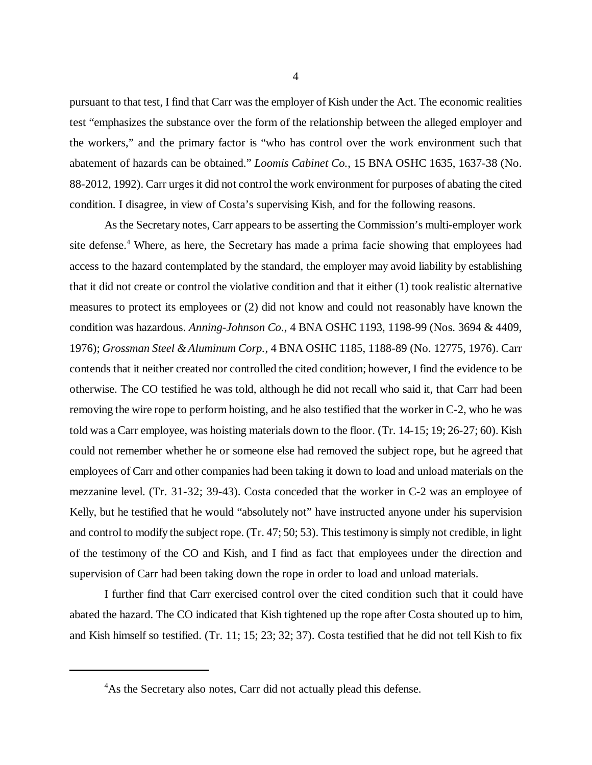pursuant to that test, I find that Carr was the employer of Kish under the Act. The economic realities test "emphasizes the substance over the form of the relationship between the alleged employer and the workers," and the primary factor is "who has control over the work environment such that abatement of hazards can be obtained." *Loomis Cabinet Co.*, 15 BNA OSHC 1635, 1637-38 (No. 88-2012, 1992). Carr urges it did not control the work environment for purposes of abating the cited condition. I disagree, in view of Costa's supervising Kish, and for the following reasons.

As the Secretary notes, Carr appears to be asserting the Commission's multi-employer work site defense.[4] Where, as here, the Secretary has made a prima facie showing that employees had access to the hazard contemplated by the standard, the employer may avoid liability by establishing that it did not create or control the violative condition and that it either (1) took realistic alternative measures to protect its employees or (2) did not know and could not reasonably have known the condition was hazardous. *Anning-Johnson Co.*, 4 BNA OSHC 1193, 1198-99 (Nos. 3694 & 4409, 1976); *Grossman Steel & Aluminum Corp.*, 4 BNA OSHC 1185, 1188-89 (No. 12775, 1976). Carr contends that it neither created nor controlled the cited condition; however, I find the evidence to be otherwise. The CO testified he was told, although he did not recall who said it, that Carr had been removing the wire rope to perform hoisting, and he also testified that the worker in C-2, who he was told was a Carr employee, was hoisting materials down to the floor. (Tr. 14-15; 19; 26-27; 60). Kish could not remember whether he or someone else had removed the subject rope, but he agreed that employees of Carr and other companies had been taking it down to load and unload materials on the mezzanine level. (Tr. 31-32; 39-43). Costa conceded that the worker in C-2 was an employee of Kelly, but he testified that he would "absolutely not" have instructed anyone under his supervision and control to modify the subject rope. (Tr. 47; 50; 53). This testimony is simply not credible, in light of the testimony of the CO and Kish, and I find as fact that employees under the direction and supervision of Carr had been taking down the rope in order to load and unload materials.

I further find that Carr exercised control over the cited condition such that it could have abated the hazard. The CO indicated that Kish tightened up the rope after Costa shouted up to him, and Kish himself so testified. (Tr. 11; 15; 23; 32; 37). Costa testified that he did not tell Kish to fix

---

[4] As the Secretary also notes, Carr did not actually plead this defense.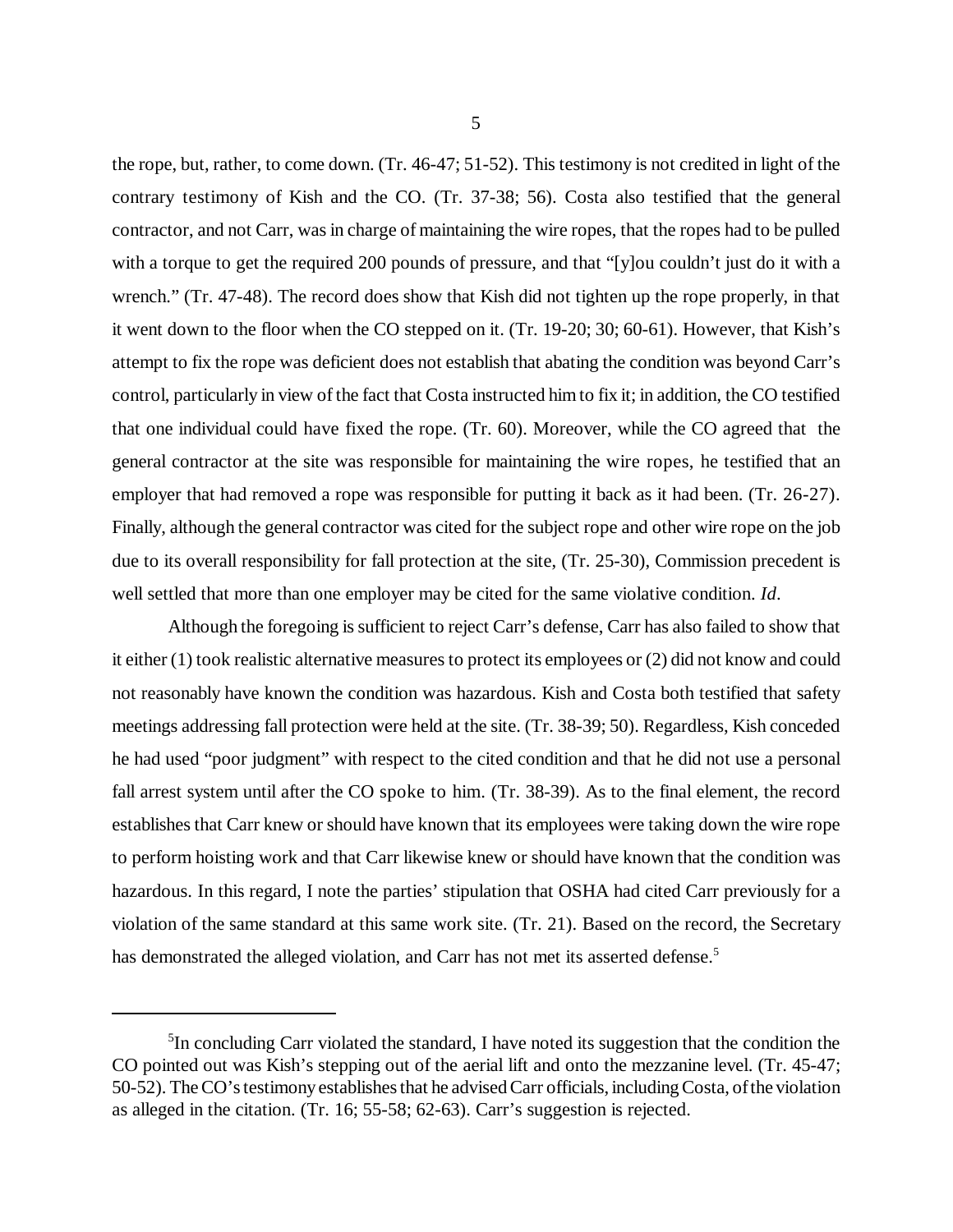the rope, but, rather, to come down. (Tr. 46-47; 51-52). This testimony is not credited in light of the contrary testimony of Kish and the CO. (Tr. 37-38; 56). Costa also testified that the general contractor, and not Carr, was in charge of maintaining the wire ropes, that the ropes had to be pulled with a torque to get the required 200 pounds of pressure, and that "[y]ou couldn't just do it with a wrench." (Tr. 47-48). The record does show that Kish did not tighten up the rope properly, in that it went down to the floor when the CO stepped on it. (Tr. 19-20; 30; 60-61). However, that Kish's attempt to fix the rope was deficient does not establish that abating the condition was beyond Carr's control, particularly in view of the fact that Costa instructed him to fix it; in addition, the CO testified that one individual could have fixed the rope. (Tr. 60). Moreover, while the CO agreed that the general contractor at the site was responsible for maintaining the wire ropes, he testified that an employer that had removed a rope was responsible for putting it back as it had been. (Tr. 26-27). Finally, although the general contractor was cited for the subject rope and other wire rope on the job due to its overall responsibility for fall protection at the site, (Tr. 25-30), Commission precedent is well settled that more than one employer may be cited for the same violative condition. *Id*.

Although the foregoing is sufficient to reject Carr's defense, Carr has also failed to show that it either (1) took realistic alternative measures to protect its employees or (2) did not know and could not reasonably have known the condition was hazardous. Kish and Costa both testified that safety meetings addressing fall protection were held at the site. (Tr. 38-39; 50). Regardless, Kish conceded he had used "poor judgment" with respect to the cited condition and that he did not use a personal fall arrest system until after the CO spoke to him. (Tr. 38-39). As to the final element, the record establishes that Carr knew or should have known that its employees were taking down the wire rope to perform hoisting work and that Carr likewise knew or should have known that the condition was hazardous. In this regard, I note the parties' stipulation that OSHA had cited Carr previously for a violation of the same standard at this same work site. (Tr. 21). Based on the record, the Secretary has demonstrated the alleged violation, and Carr has not met its asserted defense.[5]

---

[5]In concluding Carr violated the standard, I have noted its suggestion that the condition the CO pointed out was Kish's stepping out of the aerial lift and onto the mezzanine level. (Tr. 45-47; 50-52). The CO's testimony establishes that he advised Carr officials, including Costa, of the violation as alleged in the citation. (Tr. 16; 55-58; 62-63). Carr's suggestion is rejected.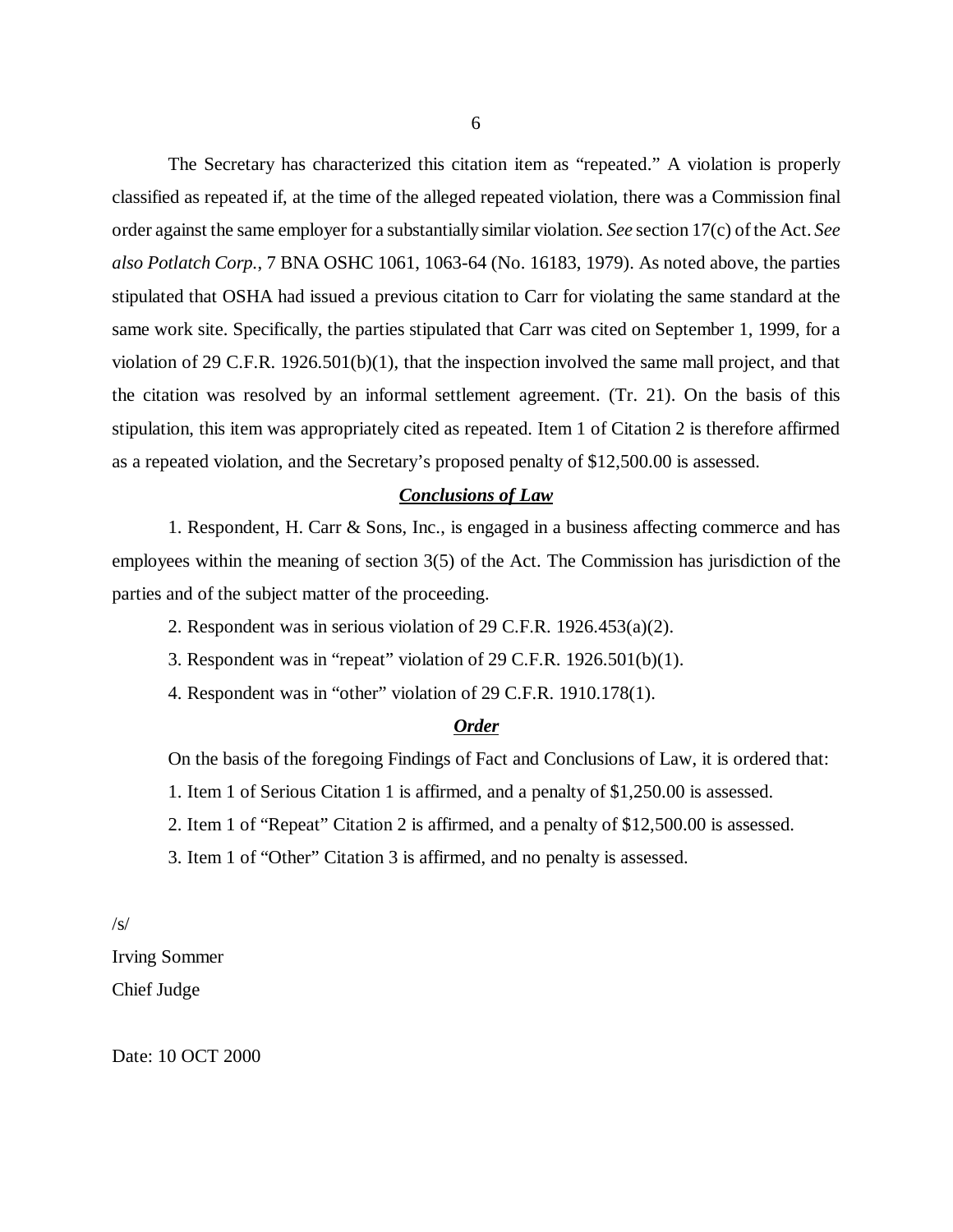The Secretary has characterized this citation item as "repeated." A violation is properly classified as repeated if, at the time of the alleged repeated violation, there was a Commission final order against the same employer for a substantially similar violation. *See* section 17(c) of the Act. *See also Potlatch Corp.*, 7 BNA OSHC 1061, 1063-64 (No. 16183, 1979). As noted above, the parties stipulated that OSHA had issued a previous citation to Carr for violating the same standard at the same work site. Specifically, the parties stipulated that Carr was cited on September 1, 1999, for a violation of 29 C.F.R. 1926.501(b)(1), that the inspection involved the same mall project, and that the citation was resolved by an informal settlement agreement. (Tr. 21). On the basis of this stipulation, this item was appropriately cited as repeated. Item 1 of Citation 2 is therefore affirmed as a repeated violation, and the Secretary's proposed penalty of $12,500.00 is assessed.

## ***Conclusions of Law***

1. Respondent, H. Carr & Sons, Inc., is engaged in a business affecting commerce and has employees within the meaning of section 3(5) of the Act. The Commission has jurisdiction of the parties and of the subject matter of the proceeding.

2. Respondent was in serious violation of 29 C.F.R. 1926.453(a)(2).

3. Respondent was in "repeat" violation of 29 C.F.R. 1926.501(b)(1).

4. Respondent was in "other" violation of 29 C.F.R. 1910.178(1).

## ***Order***

On the basis of the foregoing Findings of Fact and Conclusions of Law, it is ordered that:

1. Item 1 of Serious Citation 1 is affirmed, and a penalty of $1,250.00 is assessed.

2. Item 1 of "Repeat" Citation 2 is affirmed, and a penalty of $12,500.00 is assessed.

3. Item 1 of "Other" Citation 3 is affirmed, and no penalty is assessed.

/s/

Irving Sommer

Chief Judge

Date: 10 OCT 2000